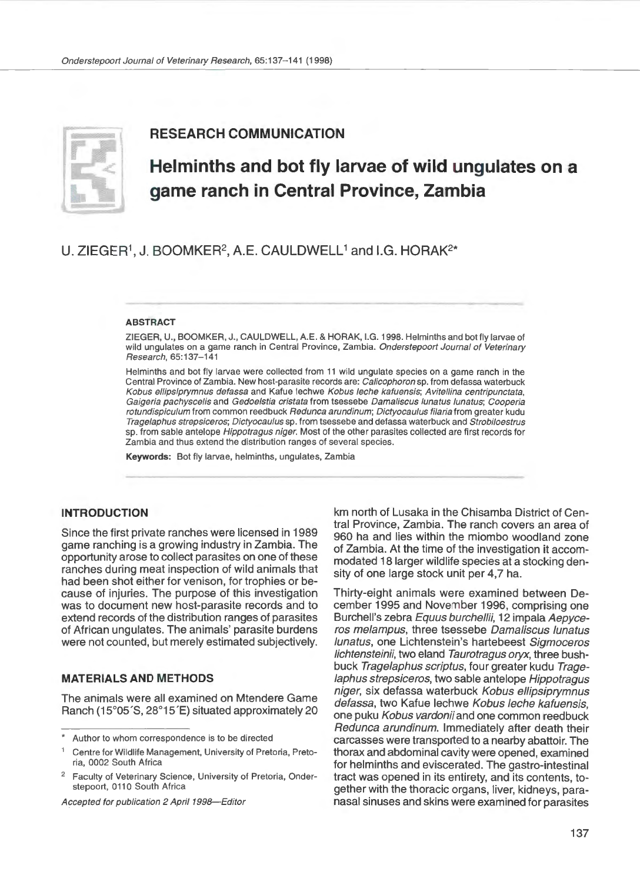RESEARCH COMMUNICATION

# Helminths and bot fly larvae of wild ungulates on a game ranch in Central Province, Zambia

U. ZIEGER[1], J. BOOMKER[2], A.E. CAULDWELL[1] and I.G. HORAK[2]*

**ABSTRACT**

ZIEGER, U., BOOMKER, J., CAULDWELL, A.E. & HORAK, I.G. 1998. Helminths and bot fly larvae of wild ungulates on a game ranch in Central Province, Zambia. *Onderstepoort Journal of Veterinary Research*, 65:137–141

Helminths and bot fly larvae were collected from 11 wild ungulate species on a game ranch in the Central Province of Zambia. New host-parasite records are: *Calicophoron* sp. from defassa waterbuck *Kobus ellipsiprymnus defassa* and Kafue lechwe *Kobus leche kafuensis*; *Avitellina centripunctata*, *Gaigeria pachyscelis* and *Gedoelstia cristata* from tsessebe *Damaliscus lunatus lunatus*; *Cooperia rotundispiculum* from common reedbuck *Redunca arundinum*; *Dictyocaulus filaria* from greater kudu *Tragelaphus strepsiceros*; *Dictyocaulus* sp. from tsessebe and defassa waterbuck and *Strobiloestrus* sp. from sable antelope *Hippotragus niger*. Most of the other parasites collected are first records for Zambia and thus extend the distribution ranges of several species.

**Keywords:** Bot fly larvae, helminths, ungulates, Zambia

## INTRODUCTION

Since the first private ranches were licensed in 1989 game ranching is a growing industry in Zambia. The opportunity arose to collect parasites on one of these ranches during meat inspection of wild animals that had been shot either for venison, for trophies or because of injuries. The purpose of this investigation was to document new host-parasite records and to extend records of the distribution ranges of parasites of African ungulates. The animals' parasite burdens were not counted, but merely estimated subjectively.

## MATERIALS AND METHODS

The animals were all examined on Mtendere Game Ranch (15°05´S, 28°15´E) situated approximately 20 km north of Lusaka in the Chisamba District of Central Province, Zambia. The ranch covers an area of 960 ha and lies within the miombo woodland zone of Zambia. At the time of the investigation it accommodated 18 larger wildlife species at a stocking density of one large stock unit per 4,7 ha.

Thirty-eight animals were examined between December 1995 and November 1996, comprising one Burchell's zebra *Equus burchellii*, 12 impala *Aepyceros melampus*, three tsessebe *Damaliscus lunatus lunatus*, one Lichtenstein's hartebeest *Sigmoceros lichtensteinii*, two eland *Taurotragus oryx*, three bushbuck *Tragelaphus scriptus*, four greater kudu *Tragelaphus strepsiceros*, two sable antelope *Hippotragus niger*, six defassa waterbuck *Kobus ellipsiprymnus defassa*, two Kafue lechwe *Kobus leche kafuensis*, one puku *Kobus vardonii* and one common reedbuck *Redunca arundinum*. Immediately after death their carcasses were transported to a nearby abattoir. The thorax and abdominal cavity were opened, examined for helminths and eviscerated. The gastro-intestinal tract was opened in its entirety, and its contents, together with the thoracic organs, liver, kidneys, paranasal sinuses and skins were examined for parasites

---

\* Author to whom correspondence is to be directed

[1] Centre for Wildlife Management, University of Pretoria, Pretoria, 0002 South Africa

[2] Faculty of Veterinary Science, University of Pretoria, Onderstepoort, 0110 South Africa

*Accepted for publication 2 April 1998—Editor*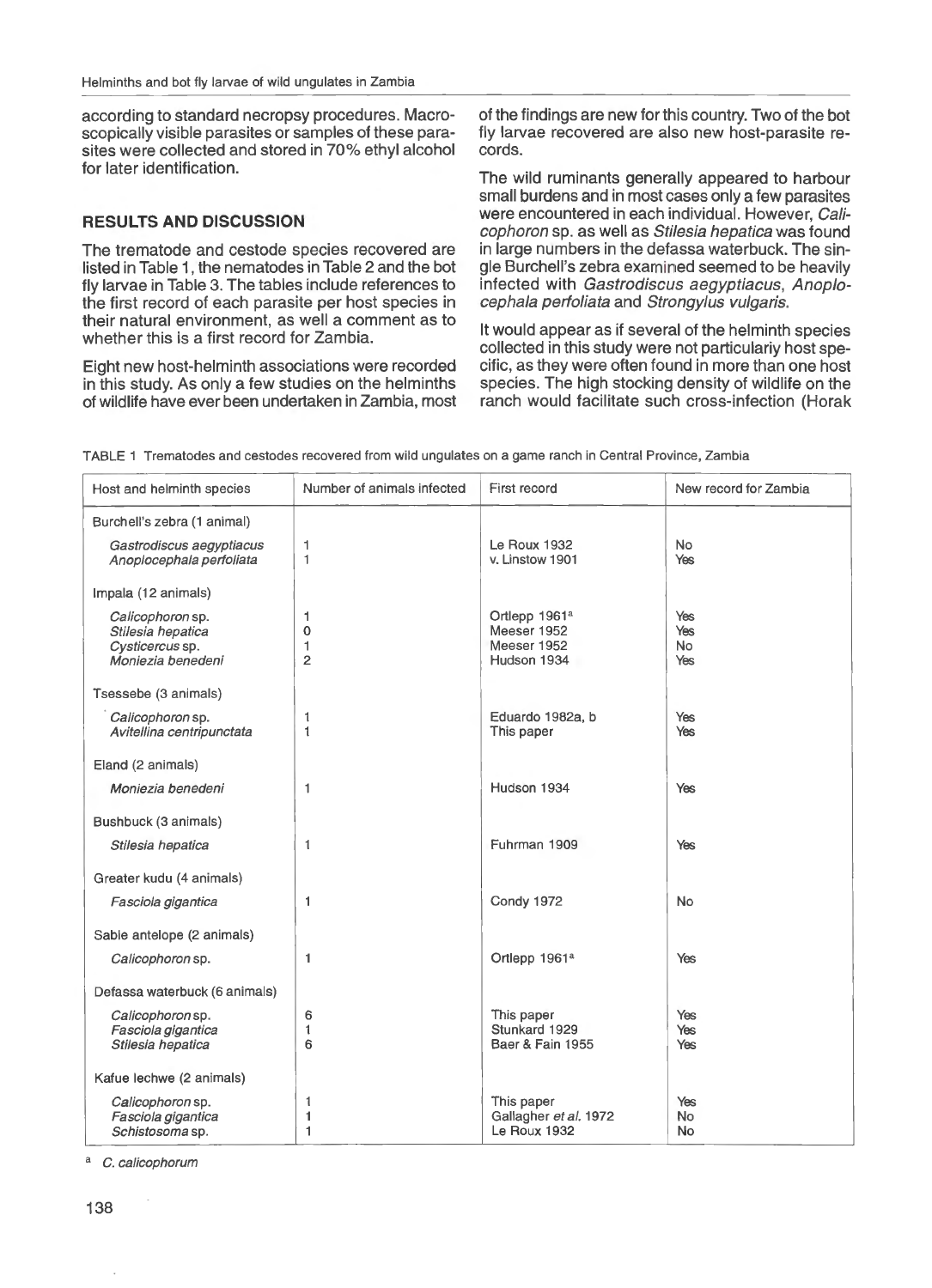according to standard necropsy procedures. Macroscopically visible parasites or samples of these parasites were collected and stored in 70% ethyl alcohol for later identification.

## RESULTS AND DISCUSSION

The trematode and cestode species recovered are listed in Table 1, the nematodes in Table 2 and the bot fly larvae in Table 3. The tables include references to the first record of each parasite per host species in their natural environment, as well a comment as to whether this is a first record for Zambia.

Eight new host-helminth associations were recorded in this study. As only a few studies on the helminths of wildlife have ever been undertaken in Zambia, most of the findings are new for this country. Two of the bot fly larvae recovered are also new host-parasite records.

The wild ruminants generally appeared to harbour small burdens and in most cases only a few parasites were encountered in each individual. However, *Calicophoron* sp. as well as *Stilesia hepatica* was found in large numbers in the defassa waterbuck. The single Burchell's zebra examined seemed to be heavily infected with *Gastrodiscus aegyptiacus*, *Anoplocephala perfoliata* and *Strongylus vulgaris*.

It would appear as if several of the helminth species collected in this study were not particularly host specific, as they were often found in more than one host species. The high stocking density of wildlife on the ranch would facilitate such cross-infection (Horak

TABLE 1 Trematodes and cestodes recovered from wild ungulates on a game ranch in Central Province, Zambia

| Host and helminth species | Number of animals infected | First record | New record for Zambia |
|---|---|---|---|
| Burchell's zebra (1 animal) | | | |
| *Gastrodiscus aegyptiacus* | 1 | Le Roux 1932 | No |
| *Anoplocephala perfoliata* | 1 | v. Linstow 1901 | Yes |
| Impala (12 animals) | | | |
| *Calicophoron* sp. | 1 | Ortlepp 1961[a] | Yes |
| *Stilesia hepatica* | 0 | Meeser 1952 | Yes |
| *Cysticercus* sp. | 1 | Meeser 1952 | No |
| *Moniezia benedeni* | 2 | Hudson 1934 | Yes |
| Tsessebe (3 animals) | | | |
| *Calicophoron* sp. | 1 | Eduardo 1982a, b | Yes |
| *Avitellina centripunctata* | 1 | This paper | Yes |
| Eland (2 animals) | | | |
| *Moniezia benedeni* | 1 | Hudson 1934 | Yes |
| Bushbuck (3 animals) | | | |
| *Stilesia hepatica* | 1 | Fuhrman 1909 | Yes |
| Greater kudu (4 animals) | | | |
| *Fasciola gigantica* | 1 | Condy 1972 | No |
| Sable antelope (2 animals) | | | |
| *Calicophoron* sp. | 1 | Ortlepp 1961[a] | Yes |
| Defassa waterbuck (6 animals) | | | |
| *Calicophoron* sp. | 6 | This paper | Yes |
| *Fasciola gigantica* | 1 | Stunkard 1929 | Yes |
| *Stilesia hepatica* | 6 | Baer & Fain 1955 | Yes |
| Kafue lechwe (2 animals) | | | |
| *Calicophoron* sp. | 1 | This paper | Yes |
| *Fasciola gigantica* | 1 | Gallagher *et al.* 1972 | No |
| *Schistosoma* sp. | 1 | Le Roux 1932 | No |

[a] *C. calicophorum*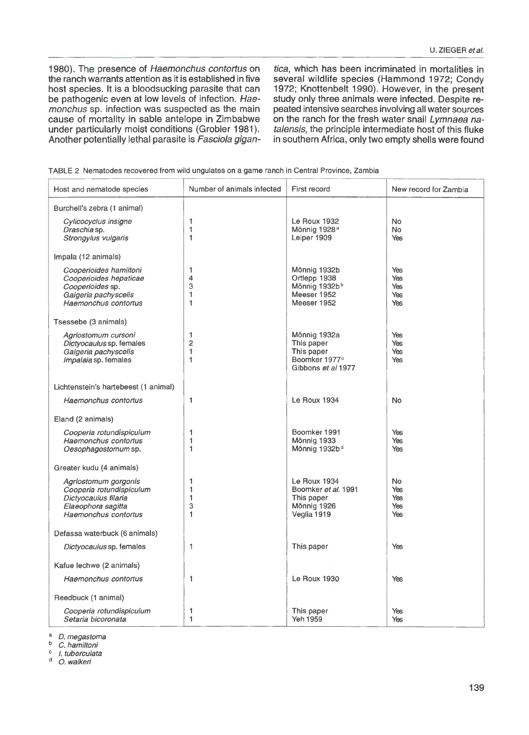1980). The presence of *Haemonchus contortus* on the ranch warrants attention as it is established in five host species. It is a bloodsucking parasite that can be pathogenic even at low levels of infection. *Haemonchus* sp. infection was suspected as the main cause of mortality in sable antelope in Zimbabwe under particularly moist conditions (Grobler 1981). Another potentially lethal parasite is *Fasciola gigantica*, which has been incriminated in mortalities in several wildlife species (Hammond 1972; Condy 1972; Knottenbelt 1990). However, in the present study only three animals were infected. Despite repeated intensive searches involving all water sources on the ranch for the fresh water snail *Lymnaea natalensis*, the principle intermediate host of this fluke in southern Africa, only two empty shells were found

TABLE 2 Nematodes recovered from wild ungulates on a game ranch in Central Province, Zambia

| Host and nematode species | Number of animals infected | First record | New record for Zambia |
|---|---|---|---|
| Burchell's zebra (1 animal) | | | |
| *Cylicocyclus insigne* | 1 | Le Roux 1932 | No |
| *Draschia* sp. | 1 | Mönnig 1928[a] | No |
| *Strongylus vulgaris* | 1 | Leiper 1909 | Yes |
| Impala (12 animals) | | | |
| *Cooperioides hamiltoni* | 1 | Mönnig 1932b | Yes |
| *Cooperioides hepaticae* | 4 | Ortlepp 1938 | Yes |
| *Cooperioides* sp. | 3 | Mönnig 1932b[b] | Yes |
| *Gaigeria pachyscelis* | 1 | Meeser 1952 | Yes |
| *Haemonchus contortus* | 1 | Meeser 1952 | Yes |
| Tsessebe (3 animals) | | | |
| *Agriostomum cursoni* | 1 | Mönnig 1932a | Yes |
| *Dictyocaulus* sp. females | 2 | This paper | Yes |
| *Gaigeria pachyscelis* | 1 | This paper | Yes |
| *Impalaia* sp. females | 1 | Boomker 1977[c] Gibbons *et al* 1977 | Yes |
| Lichtenstein's hartebeest (1 animal) | | | |
| *Haemonchus contortus* | 1 | Le Roux 1934 | No |
| Eland (2 animals) | | | |
| *Cooperia rotundispiculum* | 1 | Boomker 1991 | Yes |
| *Haemonchus contortus* | 1 | Mönnig 1933 | Yes |
| *Oesophagostomum* sp. | 1 | Mönnig 1932b[d] | Yes |
| Greater kudu (4 animals) | | | |
| *Agriostomum gorgonis* | 1 | Le Roux 1934 | No |
| *Cooperia rotundispiculum* | 1 | Boomker *et al.* 1991 | Yes |
| *Dictyocaulus filaria* | 1 | This paper | Yes |
| *Elaeophora sagitta* | 3 | Mönnig 1926 | Yes |
| *Haemonchus contortus* | 1 | Veglia 1919 | Yes |
| Defassa waterbuck (6 animals) | | | |
| *Dictyocaulus* sp. females | 1 | This paper | Yes |
| Kafue lechwe (2 animals) | | | |
| *Haemonchus contortus* | 1 | Le Roux 1930 | Yes |
| Reedbuck (1 animal) | | | |
| *Cooperia rotundispiculum* | 1 | This paper | Yes |
| *Setaria bicoronata* | 1 | Yeh 1959 | Yes |

[a] *D. megastoma*
[b] *C. hamiltoni*
[c] *I. tuberculata*
[d] *O. walkeri*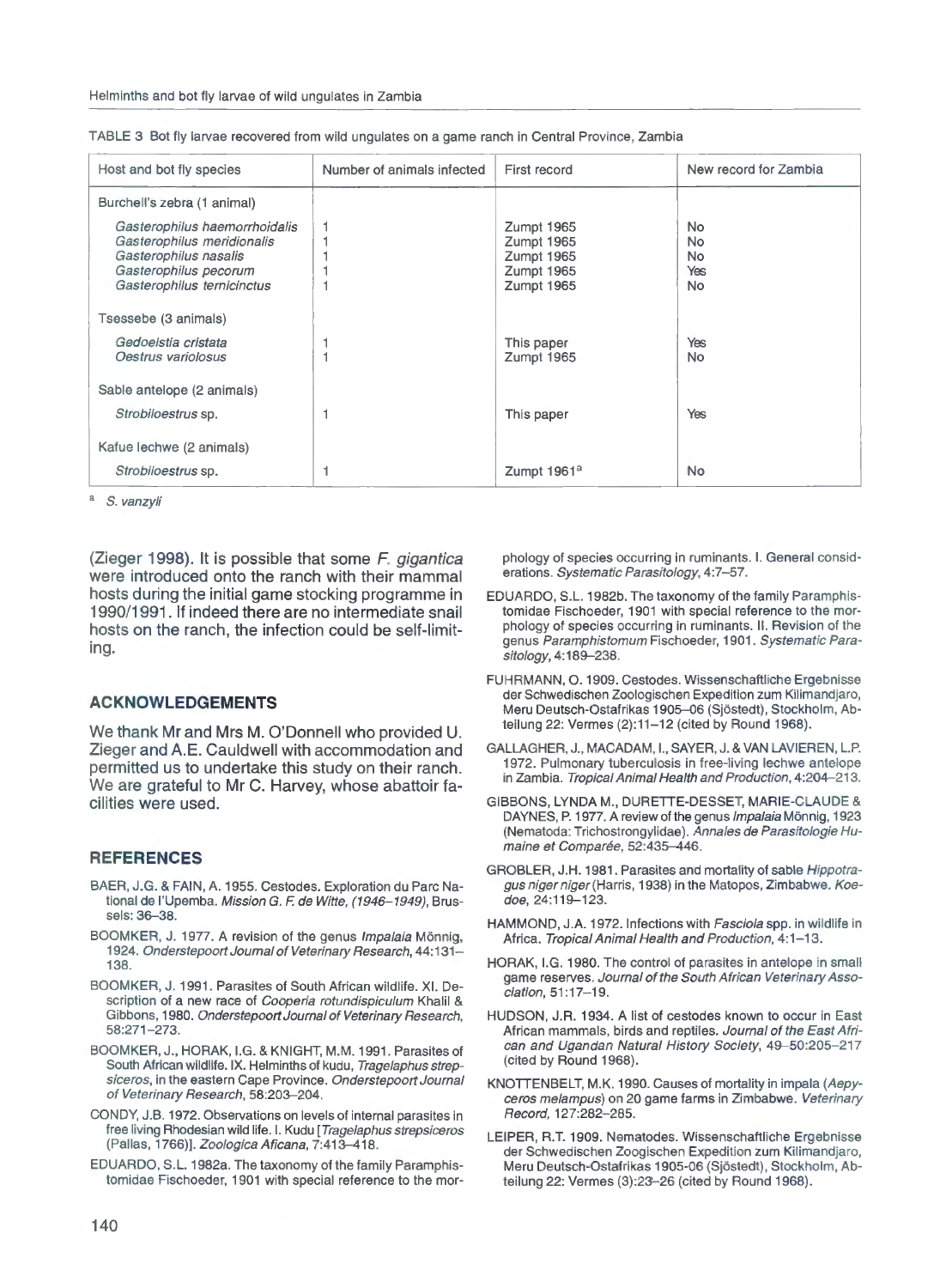TABLE 3 Bot fly larvae recovered from wild ungulates on a game ranch in Central Province, Zambia

| Host and bot fly species | Number of animals infected | First record | New record for Zambia |
|---|---|---|---|
| Burchell's zebra (1 animal) | | | |
| *Gasterophilus haemorrhoidalis* | 1 | Zumpt 1965 | No |
| *Gasterophilus meridionalis* | 1 | Zumpt 1965 | No |
| *Gasterophilus nasalis* | 1 | Zumpt 1965 | No |
| *Gasterophilus pecorum* | 1 | Zumpt 1965 | Yes |
| *Gasterophilus ternicinctus* | 1 | Zumpt 1965 | No |
| Tsessebe (3 animals) | | | |
| *Gedoelstia cristata* | 1 | This paper | Yes |
| *Oestrus variolosus* | 1 | Zumpt 1965 | No |
| Sable antelope (2 animals) | | | |
| *Strobiloestrus* sp. | 1 | This paper | Yes |
| Kafue lechwe (2 animals) | | | |
| *Strobiloestrus* sp. | 1 | Zumpt 1961[a] | No |

[a] *S. vanzyli*

(Zieger 1998). It is possible that some *F. gigantica* were introduced onto the ranch with their mammal hosts during the initial game stocking programme in 1990/1991. If indeed there are no intermediate snail hosts on the ranch, the infection could be self-limiting.

## ACKNOWLEDGEMENTS

We thank Mr and Mrs M. O'Donnell who provided U. Zieger and A.E. Cauldwell with accommodation and permitted us to undertake this study on their ranch. We are grateful to Mr C. Harvey, whose abattoir facilities were used.

## REFERENCES

BAER, J.G. & FAIN, A. 1955. Cestodes. Exploration du Parc National de l'Upemba. *Mission G. F. de Witte, (1946–1949)*, Brussels: 36–38.

BOOMKER, J. 1977. A revision of the genus *Impalaia* Mönnig, 1924. *Onderstepoort Journal of Veterinary Research*, 44:131–138.

BOOMKER, J. 1991. Parasites of South African wildlife. XI. Description of a new race of *Cooperia rotundispiculum* Khalil & Gibbons, 1980. *Onderstepoort Journal of Veterinary Research*, 58:271–273.

BOOMKER, J., HORAK, I.G. & KNIGHT, M.M. 1991. Parasites of South African wildlife. IX. Helminths of kudu, *Tragelaphus strepsiceros*, in the eastern Cape Province. *Onderstepoort Journal of Veterinary Research*, 58:203–204.

CONDY, J.B. 1972. Observations on levels of internal parasites in free living Rhodesian wild life. I. Kudu [*Tragelaphus strepsiceros* (Pallas, 1766)]. *Zoologica Aficana*, 7:413–418.

EDUARDO, S.L. 1982a. The taxonomy of the family Paramphistomidae Fischoeder, 1901 with special reference to the morphology of species occurring in ruminants. I. General considerations. *Systematic Parasitology*, 4:7–57.

EDUARDO, S.L. 1982b. The taxonomy of the family Paramphistomidae Fischoeder, 1901 with special reference to the morphology of species occurring in ruminants. II. Revision of the genus *Paramphistomum* Fischoeder, 1901. *Systematic Parasitology*, 4:189–238.

FUHRMANN, O. 1909. Cestodes. Wissenschaftliche Ergebnisse der Schwedischen Zoologischen Expedition zum Kilimandjaro, Meru Deutsch-Ostafrikas 1905–06 (Sjöstedt), Stockholm, Abteilung 22: Vermes (2):11–12 (cited by Round 1968).

GALLAGHER, J., MACADAM, I., SAYER, J. & VAN LAVIEREN, L.P. 1972. Pulmonary tuberculosis in free-living lechwe antelope in Zambia. *Tropical Animal Health and Production*, 4:204–213.

GIBBONS, LYNDA M., DURETTE-DESSET, MARIE-CLAUDE & DAYNES, P. 1977. A review of the genus *Impalaia* Mönnig, 1923 (Nematoda: Trichostrongylidae). *Annales de Parasitologie Humaine et Comparée*, 52:435–446.

GROBLER, J.H. 1981. Parasites and mortality of sable *Hippotragus niger niger* (Harris, 1938) in the Matopos, Zimbabwe. *Koedoe*, 24:119–123.

HAMMOND, J.A. 1972. Infections with *Fasciola* spp. in wildlife in Africa. *Tropical Animal Health and Production*, 4:1–13.

HORAK, I.G. 1980. The control of parasites in antelope in small game reserves. *Journal of the South African Veterinary Association*, 51:17–19.

HUDSON, J.R. 1934. A list of cestodes known to occur in East African mammals, birds and reptiles. *Journal of the East African and Ugandan Natural History Society*, 49–50:205–217 (cited by Round 1968).

KNOTTENBELT, M.K. 1990. Causes of mortality in impala (*Aepyceros melampus*) on 20 game farms in Zimbabwe. *Veterinary Record*, 127:282–285.

LEIPER, R.T. 1909. Nematodes. Wissenschaftliche Ergebnisse der Schwedischen Zoogischen Expedition zum Kilimandjaro, Meru Deutsch-Ostafrikas 1905-06 (Sjöstedt), Stockholm, Abteilung 22: Vermes (3):23–26 (cited by Round 1968).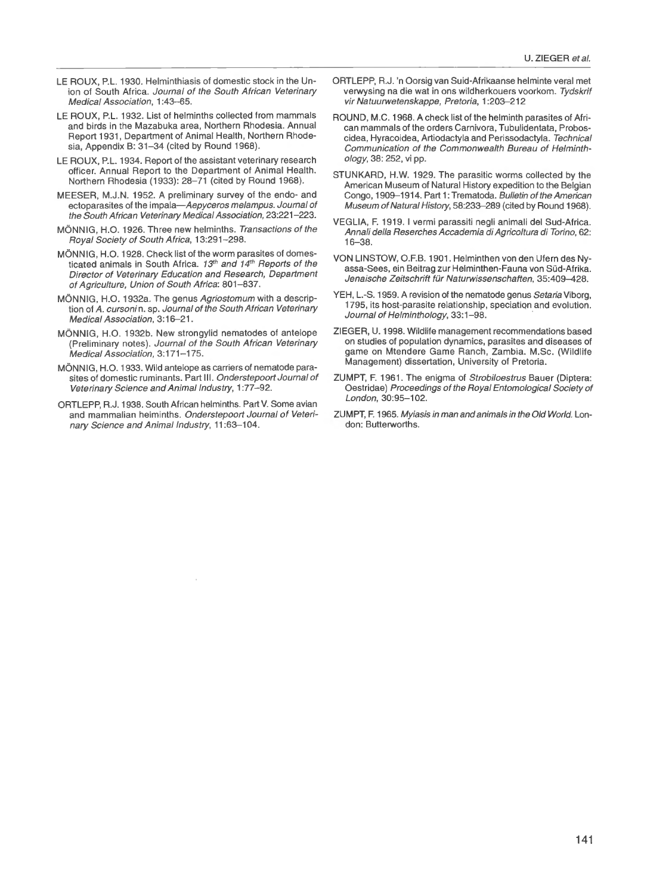LE ROUX, P.L. 1930. Helminthiasis of domestic stock in the Union of South Africa. *Journal of the South African Veterinary Medical Association*, 1:43–65.

LE ROUX, P.L. 1932. List of helminths collected from mammals and birds in the Mazabuka area, Northern Rhodesia. Annual Report 1931, Department of Animal Health, Northern Rhodesia, Appendix B: 31–34 (cited by Round 1968).

LE ROUX, P.L. 1934. Report of the assistant veterinary research officer. Annual Report to the Department of Animal Health. Northern Rhodesia (1933): 28–71 (cited by Round 1968).

MEESER, M.J.N. 1952. A preliminary survey of the endo- and ectoparasites of the impala—*Aepyceros melampus*. *Journal of the South African Veterinary Medical Association*, 23:221–223.

MÖNNIG, H.O. 1926. Three new helminths. *Transactions of the Royal Society of South Africa*, 13:291–298.

MÖNNIG, H.O. 1928. Check list of the worm parasites of domesticated animals in South Africa. *13th and 14th Reports of the Director of Veterinary Education and Research, Department of Agriculture, Union of South Africa*: 801–837.

MÖNNIG, H.O. 1932a. The genus *Agriostomum* with a description of *A. cursoni* n. sp. *Journal of the South African Veterinary Medical Association*, 3:16–21.

MÖNNIG, H.O. 1932b. New strongylid nematodes of antelope (Preliminary notes). *Journal of the South African Veterinary Medical Association*, 3:171–175.

MÖNNIG, H.O. 1933. Wild antelope as carriers of nematode parasites of domestic ruminants. Part III. *Onderstepoort Journal of Veterinary Science and Animal Industry*, 1:77–92.

ORTLEPP, R.J. 1938. South African helminths. Part V. Some avian and mammalian helminths. *Onderstepoort Journal of Veterinary Science and Animal Industry*, 11:63–104.

ORTLEPP, R.J. 'n Oorsig van Suid-Afrikaanse helminte veral met verwysing na die wat in ons wildherkouers voorkom. *Tydskrif vir Natuurwetenskappe, Pretoria*, 1:203–212

ROUND, M.C. 1968. A check list of the helminth parasites of African mammals of the orders Carnivora, Tubulidentata, Proboscidea, Hyracoidea, Artiodactyla and Perissodactyla. *Technical Communication of the Commonwealth Bureau of Helminthology*, 38: 252, vi pp.

STUNKARD, H.W. 1929. The parasitic worms collected by the American Museum of Natural History expedition to the Belgian Congo, 1909–1914. Part 1: Trematoda. *Bulletin of the American Museum of Natural History*, 58:233–289 (cited by Round 1968).

VEGLIA, F. 1919. I vermi parassiti negli animali del Sud-Africa. *Annali della Reserches Accademia di Agricoltura di Torino*, 62: 16–38.

VON LINSTOW, O.F.B. 1901. Helminthen von den Ufern des Nyassa-Sees, ein Beitrag zur Helminthen-Fauna von Süd-Afrika. *Jenaische Zeitschrift für Naturwissenschaften*, 35:409–428.

YEH, L.-S. 1959. A revision of the nematode genus *Setaria* Viborg, 1795, its host-parasite relationship, speciation and evolution. *Journal of Helminthology*, 33:1–98.

ZIEGER, U. 1998. Wildlife management recommendations based on studies of population dynamics, parasites and diseases of game on Mtendere Game Ranch, Zambia. M.Sc. (Wildlife Management) dissertation, University of Pretoria.

ZUMPT, F. 1961. The enigma of *Strobiloestrus* Bauer (Diptera: Oestridae) *Proceedings of the Royal Entomological Society of London*, 30:95–102.

ZUMPT, F. 1965. *Myiasis in man and animals in the Old World*. London: Butterworths.